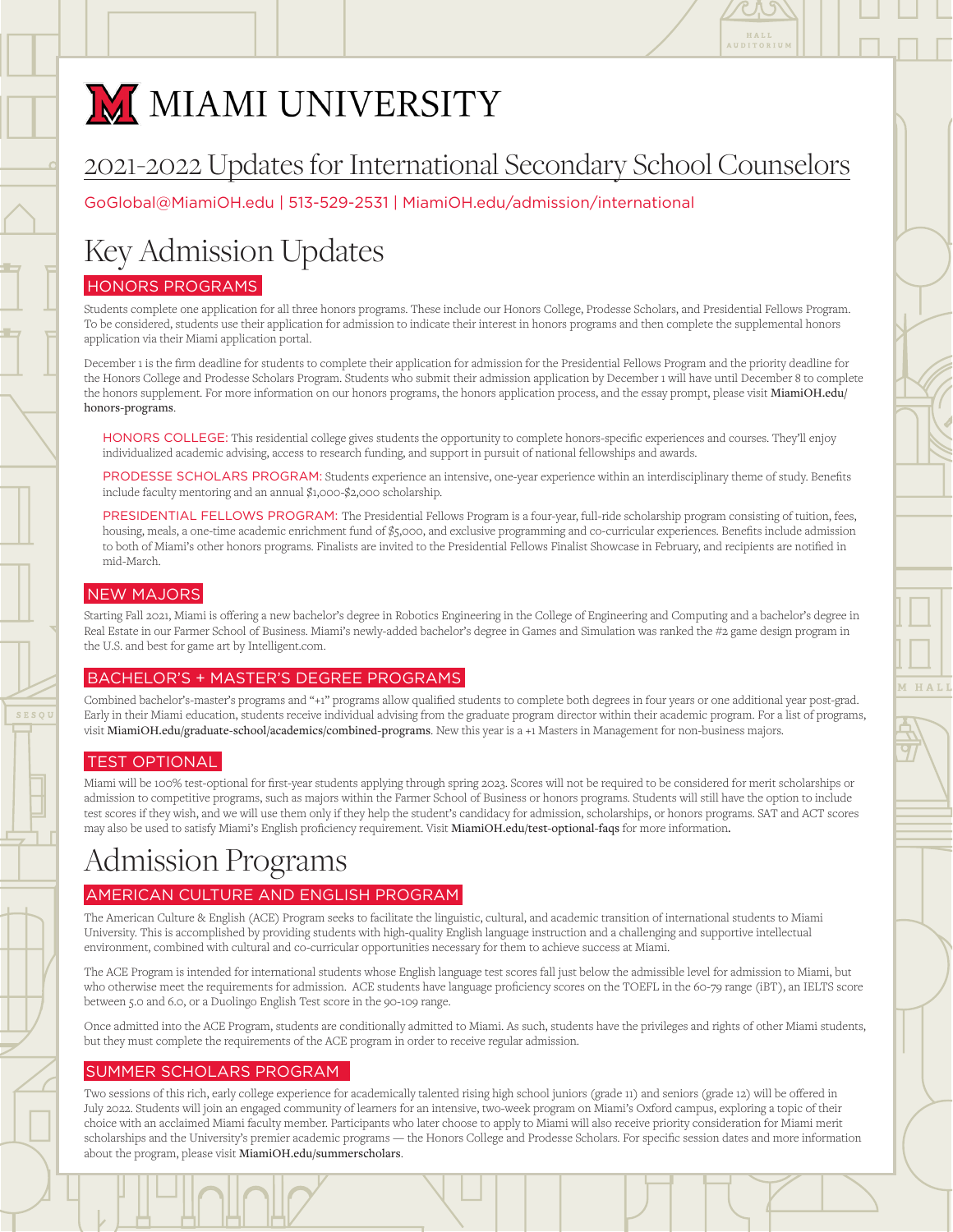# MIAMI UNIVERSITY

## 2021-2022 Updates for International Secondary School Counselors

GoGlobal@MiamiOH.edu | 513-529-2531 | MiamiOH.edu/admission/international

# Key Admission Updates

### HONORS PROGRAMS

Students complete one application for all three honors programs. These include our Honors College, Prodesse Scholars, and Presidential Fellows Program. To be considered, students use their application for admission to indicate their interest in honors programs and then complete the supplemental honors application via their Miami application portal.

December 1 is the firm deadline for students to complete their application for admission for the Presidential Fellows Program and the priority deadline for the Honors College and Prodesse Scholars Program. Students who submit their admission application by December 1 will have until December 8 to complete the honors supplement. For more information on our honors programs, the honors application process, and the essay prompt, please visit **MiamiOH.edu/honors-programs**.

HONORS COLLEGE: This residential college gives students the opportunity to complete honors-specific experiences and courses. They'll enjoy individualized academic advising, access to research funding, and support in pursuit of national fellowships and awards.

PRODESSE SCHOLARS PROGRAM: Students experience an intensive, one-year experience within an interdisciplinary theme of study. Benefits include faculty mentoring and an annual $1,000-$2,000 scholarship.

PRESIDENTIAL FELLOWS PROGRAM: The Presidential Fellows Program is a four-year, full-ride scholarship program consisting of tuition, fees, housing, meals, a one-time academic enrichment fund of $5,000, and exclusive programming and co-curricular experiences. Benefits include admission to both of Miami's other honors programs. Finalists are invited to the Presidential Fellows Finalist Showcase in February, and recipients are notified in mid-March.

### NEW MAJORS

Starting Fall 2021, Miami is offering a new bachelor's degree in Robotics Engineering in the College of Engineering and Computing and a bachelor's degree in Real Estate in our Farmer School of Business. Miami's newly-added bachelor's degree in Games and Simulation was ranked the #2 game design program in the U.S. and best for game art by Intelligent.com.

### BACHELOR'S + MASTER'S DEGREE PROGRAMS

Combined bachelor's-master's programs and "+1" programs allow qualified students to complete both degrees in four years or one additional year post-grad. Early in their Miami education, students receive individual advising from the graduate program director within their academic program. For a list of programs, visit **MiamiOH.edu/graduate-school/academics/combined-programs**. New this year is a +1 Masters in Management for non-business majors.

### TEST OPTIONAL

Miami will be 100% test-optional for first-year students applying through spring 2023. Scores will not be required to be considered for merit scholarships or admission to competitive programs, such as majors within the Farmer School of Business or honors programs. Students will still have the option to include test scores if they wish, and we will use them only if they help the student's candidacy for admission, scholarships, or honors programs. SAT and ACT scores may also be used to satisfy Miami's English proficiency requirement. Visit **MiamiOH.edu/test-optional-faqs** for more information.

# Admission Programs

### AMERICAN CULTURE AND ENGLISH PROGRAM

The American Culture & English (ACE) Program seeks to facilitate the linguistic, cultural, and academic transition of international students to Miami University. This is accomplished by providing students with high-quality English language instruction and a challenging and supportive intellectual environment, combined with cultural and co-curricular opportunities necessary for them to achieve success at Miami.

The ACE Program is intended for international students whose English language test scores fall just below the admissible level for admission to Miami, but who otherwise meet the requirements for admission. ACE students have language proficiency scores on the TOEFL in the 60-79 range (iBT), an IELTS score between 5.0 and 6.0, or a Duolingo English Test score in the 90-109 range.

Once admitted into the ACE Program, students are conditionally admitted to Miami. As such, students have the privileges and rights of other Miami students, but they must complete the requirements of the ACE program in order to receive regular admission.

### SUMMER SCHOLARS PROGRAM

Two sessions of this rich, early college experience for academically talented rising high school juniors (grade 11) and seniors (grade 12) will be offered in July 2022. Students will join an engaged community of learners for an intensive, two-week program on Miami's Oxford campus, exploring a topic of their choice with an acclaimed Miami faculty member. Participants who later choose to apply to Miami will also receive priority consideration for Miami merit scholarships and the University's premier academic programs — the Honors College and Prodesse Scholars. For specific session dates and more information about the program, please visit **MiamiOH.edu/summerscholars**.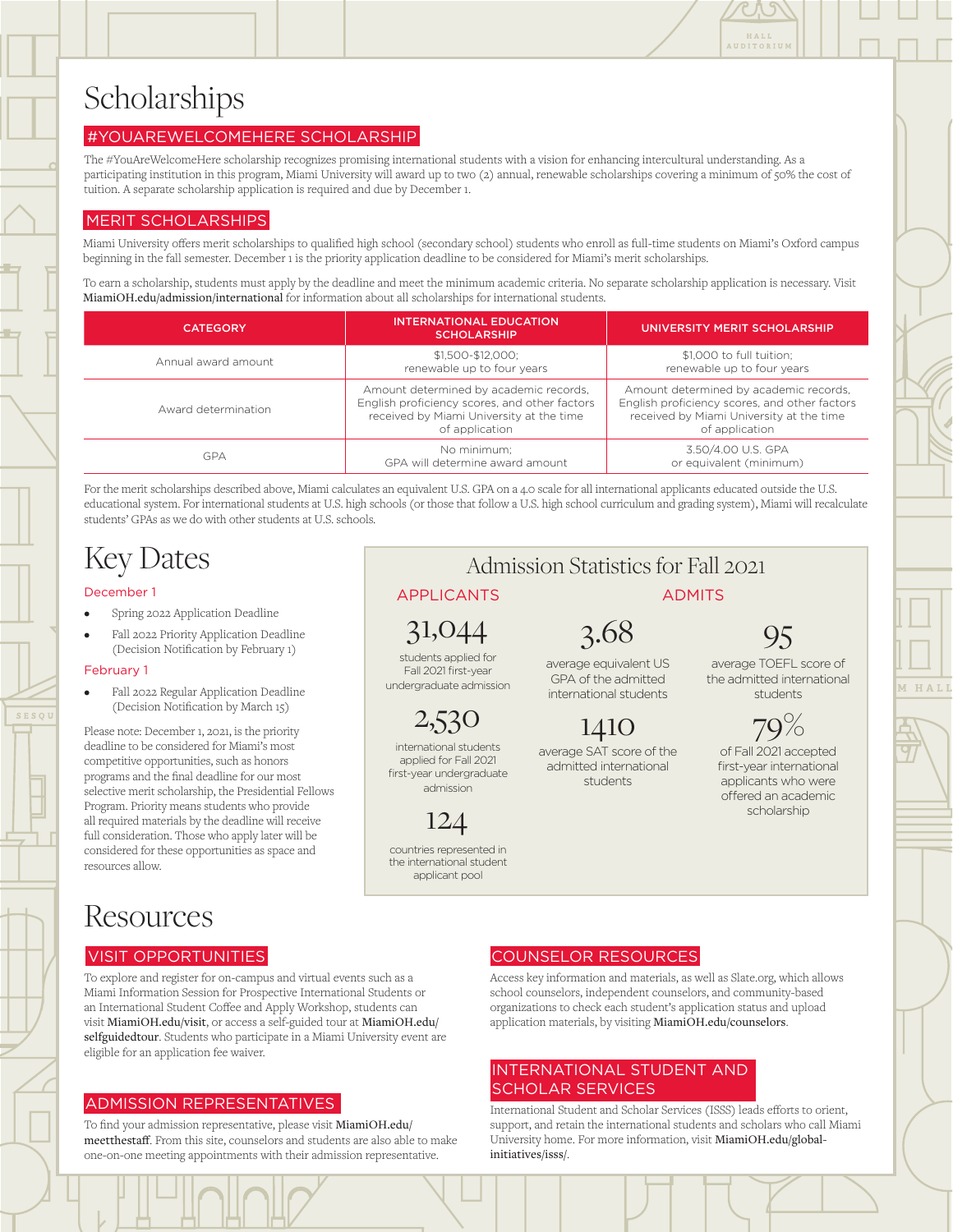# Scholarships

## #YOUAREWELCOMEHERE SCHOLARSHIP

The #YouAreWelcomeHere scholarship recognizes promising international students with a vision for enhancing intercultural understanding. As a participating institution in this program, Miami University will award up to two (2) annual, renewable scholarships covering a minimum of 50% the cost of tuition. A separate scholarship application is required and due by December 1.

## MERIT SCHOLARSHIPS

Miami University offers merit scholarships to qualified high school (secondary school) students who enroll as full-time students on Miami's Oxford campus beginning in the fall semester. December 1 is the priority application deadline to be considered for Miami's merit scholarships.

To earn a scholarship, students must apply by the deadline and meet the minimum academic criteria. No separate scholarship application is necessary. Visit **MiamiOH.edu/admission/international** for information about all scholarships for international students.

| CATEGORY | INTERNATIONAL EDUCATION SCHOLARSHIP | UNIVERSITY MERIT SCHOLARSHIP |
|---|---|---|
| Annual award amount | $1,500-$12,000; renewable up to four years | $1,000 to full tuition; renewable up to four years |
| Award determination | Amount determined by academic records, English proficiency scores, and other factors received by Miami University at the time of application | Amount determined by academic records, English proficiency scores, and other factors received by Miami University at the time of application |
| GPA | No minimum; GPA will determine award amount | 3.50/4.00 U.S. GPA or equivalent (minimum) |

For the merit scholarships described above, Miami calculates an equivalent U.S. GPA on a 4.0 scale for all international applicants educated outside the U.S. educational system. For international students at U.S. high schools (or those that follow a U.S. high school curriculum and grading system), Miami will recalculate students' GPAs as we do with other students at U.S. schools.

# Key Dates

### December 1

- Spring 2022 Application Deadline
- Fall 2022 Priority Application Deadline (Decision Notification by February 1)

### February 1

- Fall 2022 Regular Application Deadline (Decision Notification by March 15)

Please note: December 1, 2021, is the priority deadline to be considered for Miami's most competitive opportunities, such as honors programs and the final deadline for our most selective merit scholarship, the Presidential Fellows Program. Priority means students who provide all required materials by the deadline will receive full consideration. Those who apply later will be considered for these opportunities as space and resources allow.

## Admission Statistics for Fall 2021

### APPLICANTS

**31,044**
students applied for Fall 2021 first-year undergraduate admission

**2,530**
international students applied for Fall 2021 first-year undergraduate admission

**124**
countries represented in the international student applicant pool

### ADMITS

**3.68**
average equivalent US GPA of the admitted international students

**1410**
average SAT score of the admitted international students

**95**
average TOEFL score of the admitted international students

**79%**
of Fall 2021 accepted first-year international applicants who were offered an academic scholarship

# Resources

## VISIT OPPORTUNITIES

To explore and register for on-campus and virtual events such as a Miami Information Session for Prospective International Students or an International Student Coffee and Apply Workshop, students can visit **MiamiOH.edu/visit**, or access a self-guided tour at **MiamiOH.edu/selfguidedtour**. Students who participate in a Miami University event are eligible for an application fee waiver.

## ADMISSION REPRESENTATIVES

To find your admission representative, please visit **MiamiOH.edu/meetthestaff**. From this site, counselors and students are also able to make one-on-one meeting appointments with their admission representative.

## COUNSELOR RESOURCES

Access key information and materials, as well as Slate.org, which allows school counselors, independent counselors, and community-based organizations to check each student's application status and upload application materials, by visiting **MiamiOH.edu/counselors**.

## INTERNATIONAL STUDENT AND SCHOLAR SERVICES

International Student and Scholar Services (ISSS) leads efforts to orient, support, and retain the international students and scholars who call Miami University home. For more information, visit **MiamiOH.edu/global-initiatives/isss/**.